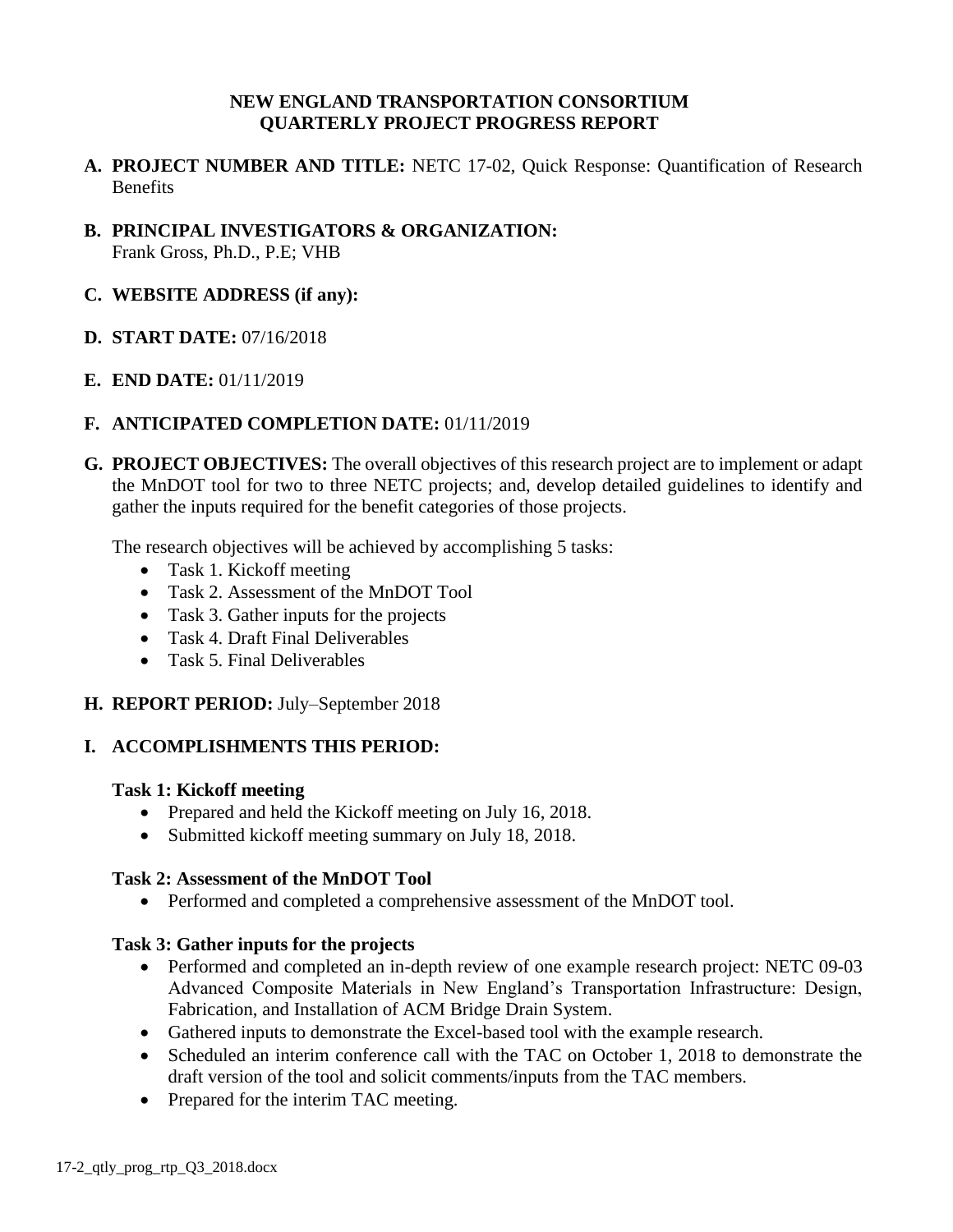# NEW ENGLAND TRANSPORTATION CONSORTIUM
# QUARTERLY PROJECT PROGRESS REPORT

**A. PROJECT NUMBER AND TITLE:** NETC 17-02, Quick Response: Quantification of Research Benefits

**B. PRINCIPAL INVESTIGATORS & ORGANIZATION:**
Frank Gross, Ph.D., P.E; VHB

**C. WEBSITE ADDRESS (if any):**

**D. START DATE:** 07/16/2018

**E. END DATE:** 01/11/2019

**F. ANTICIPATED COMPLETION DATE:** 01/11/2019

**G. PROJECT OBJECTIVES:** The overall objectives of this research project are to implement or adapt the MnDOT tool for two to three NETC projects; and, develop detailed guidelines to identify and gather the inputs required for the benefit categories of those projects.

The research objectives will be achieved by accomplishing 5 tasks:

- Task 1. Kickoff meeting
- Task 2. Assessment of the MnDOT Tool
- Task 3. Gather inputs for the projects
- Task 4. Draft Final Deliverables
- Task 5. Final Deliverables

**H. REPORT PERIOD:** July–September 2018

**I. ACCOMPLISHMENTS THIS PERIOD:**

**Task 1: Kickoff meeting**

- Prepared and held the Kickoff meeting on July 16, 2018.
- Submitted kickoff meeting summary on July 18, 2018.

**Task 2: Assessment of the MnDOT Tool**

- Performed and completed a comprehensive assessment of the MnDOT tool.

**Task 3: Gather inputs for the projects**

- Performed and completed an in-depth review of one example research project: NETC 09-03 Advanced Composite Materials in New England's Transportation Infrastructure: Design, Fabrication, and Installation of ACM Bridge Drain System.
- Gathered inputs to demonstrate the Excel-based tool with the example research.
- Scheduled an interim conference call with the TAC on October 1, 2018 to demonstrate the draft version of the tool and solicit comments/inputs from the TAC members.
- Prepared for the interim TAC meeting.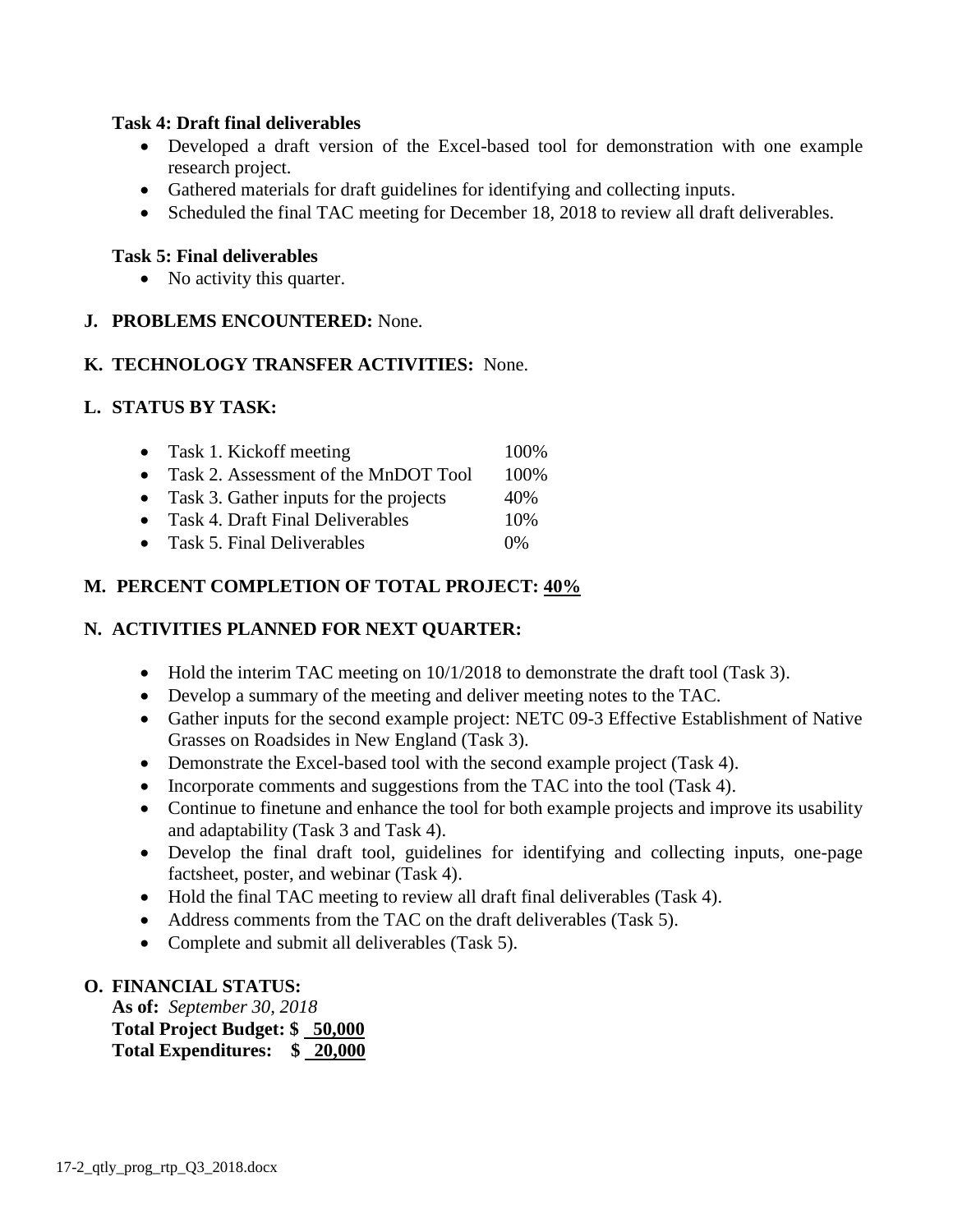**Task 4: Draft final deliverables**

- Developed a draft version of the Excel-based tool for demonstration with one example research project.
- Gathered materials for draft guidelines for identifying and collecting inputs.
- Scheduled the final TAC meeting for December 18, 2018 to review all draft deliverables.

**Task 5: Final deliverables**

- No activity this quarter.

**J. PROBLEMS ENCOUNTERED:** None.

**K. TECHNOLOGY TRANSFER ACTIVITIES:** None.

**L. STATUS BY TASK:**

| | |
|---|---|
| Task 1. Kickoff meeting | 100% |
| Task 2. Assessment of the MnDOT Tool | 100% |
| Task 3. Gather inputs for the projects | 40% |
| Task 4. Draft Final Deliverables | 10% |
| Task 5. Final Deliverables | 0% |

**M. PERCENT COMPLETION OF TOTAL PROJECT: 40%**

**N. ACTIVITIES PLANNED FOR NEXT QUARTER:**

- Hold the interim TAC meeting on 10/1/2018 to demonstrate the draft tool (Task 3).
- Develop a summary of the meeting and deliver meeting notes to the TAC.
- Gather inputs for the second example project: NETC 09-3 Effective Establishment of Native Grasses on Roadsides in New England (Task 3).
- Demonstrate the Excel-based tool with the second example project (Task 4).
- Incorporate comments and suggestions from the TAC into the tool (Task 4).
- Continue to finetune and enhance the tool for both example projects and improve its usability and adaptability (Task 3 and Task 4).
- Develop the final draft tool, guidelines for identifying and collecting inputs, one-page factsheet, poster, and webinar (Task 4).
- Hold the final TAC meeting to review all draft final deliverables (Task 4).
- Address comments from the TAC on the draft deliverables (Task 5).
- Complete and submit all deliverables (Task 5).

**O. FINANCIAL STATUS:**

**As of:** *September 30, 2018*

**Total Project Budget: $ 50,000**

**Total Expenditures: $ 20,000**